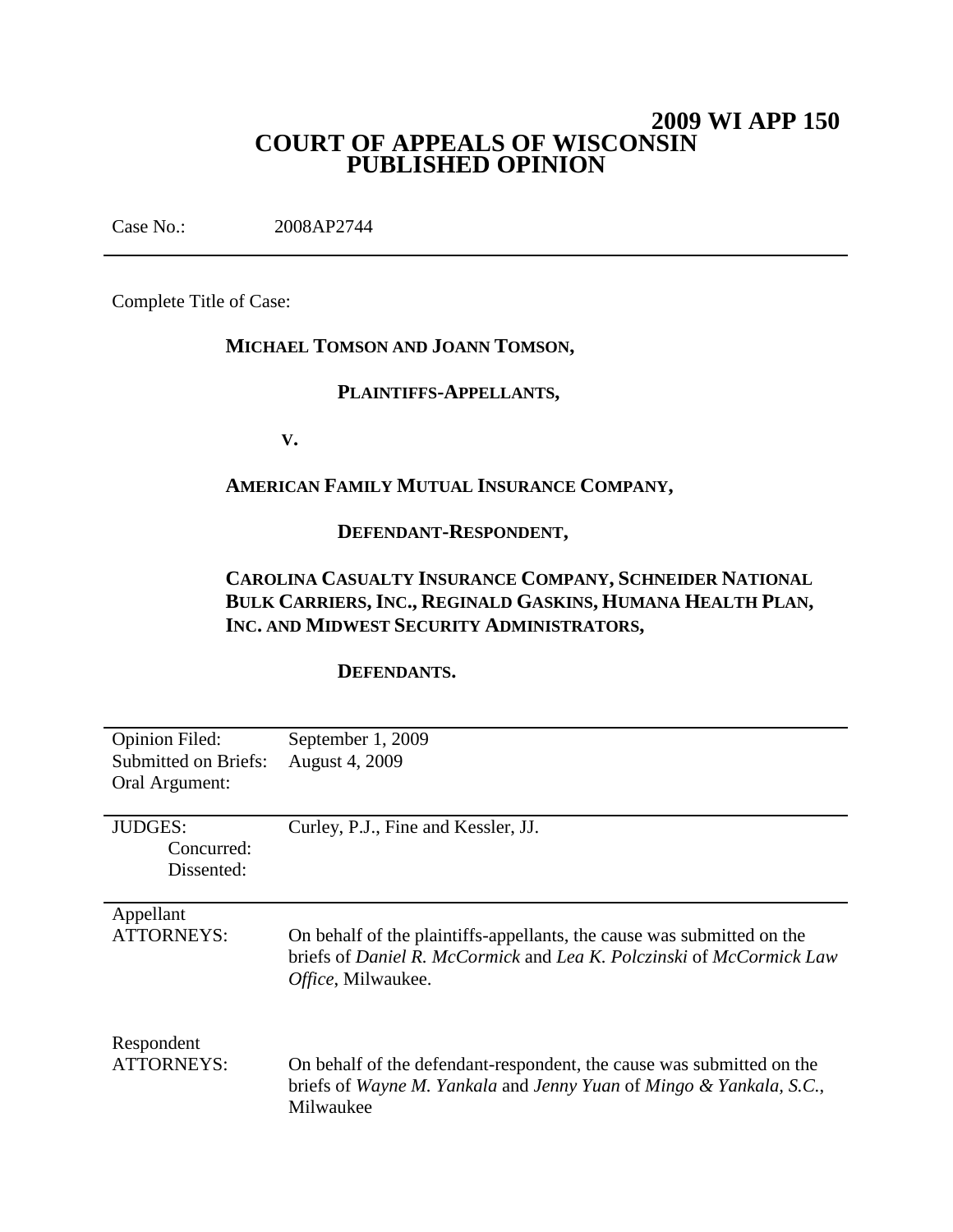# 2009 WI APP 150

# COURT OF APPEALS OF WISCONSIN
# PUBLISHED OPINION

Case No.: 2008AP2744

---

Complete Title of Case:

**MICHAEL TOMSON AND JOANN TOMSON,**

**PLAINTIFFS-APPELLANTS,**

**V.**

**AMERICAN FAMILY MUTUAL INSURANCE COMPANY,**

**DEFENDANT-RESPONDENT,**

**CAROLINA CASUALTY INSURANCE COMPANY, SCHNEIDER NATIONAL BULK CARRIERS, INC., REGINALD GASKINS, HUMANA HEALTH PLAN, INC. AND MIDWEST SECURITY ADMINISTRATORS,**

**DEFENDANTS.**

---

| | |
|---|---|
| Opinion Filed: | September 1, 2009 |
| Submitted on Briefs: | August 4, 2009 |
| Oral Argument: | |

---

| | |
|---|---|
| JUDGES: | Curley, P.J., Fine and Kessler, JJ. |
| Concurred: | |
| Dissented: | |

---

| | |
|---|---|
| Appellant ATTORNEYS: | On behalf of the plaintiffs-appellants, the cause was submitted on the briefs of *Daniel R. McCormick* and *Lea K. Polczinski* of *McCormick Law Office*, Milwaukee. |
| Respondent ATTORNEYS: | On behalf of the defendant-respondent, the cause was submitted on the briefs of *Wayne M. Yankala* and *Jenny Yuan* of *Mingo & Yankala, S.C.*, Milwaukee |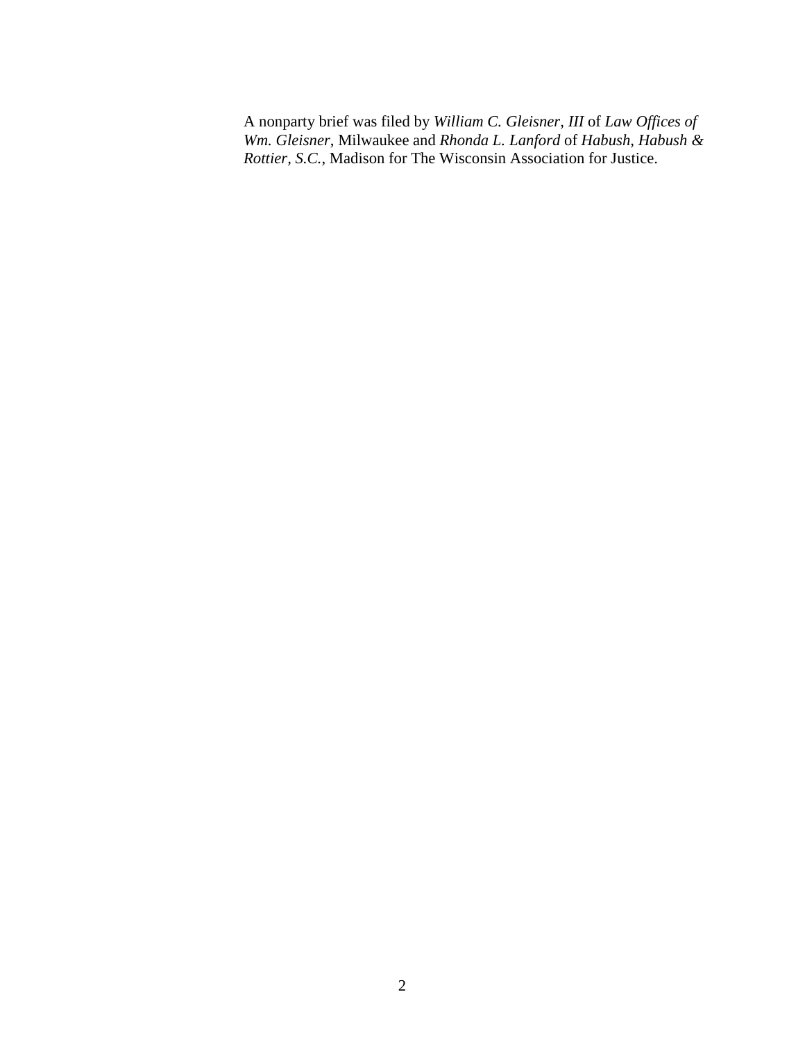A nonparty brief was filed by *William C. Gleisner, III* of *Law Offices of Wm. Gleisner*, Milwaukee and *Rhonda L. Lanford* of *Habush, Habush & Rottier, S.C.*, Madison for The Wisconsin Association for Justice.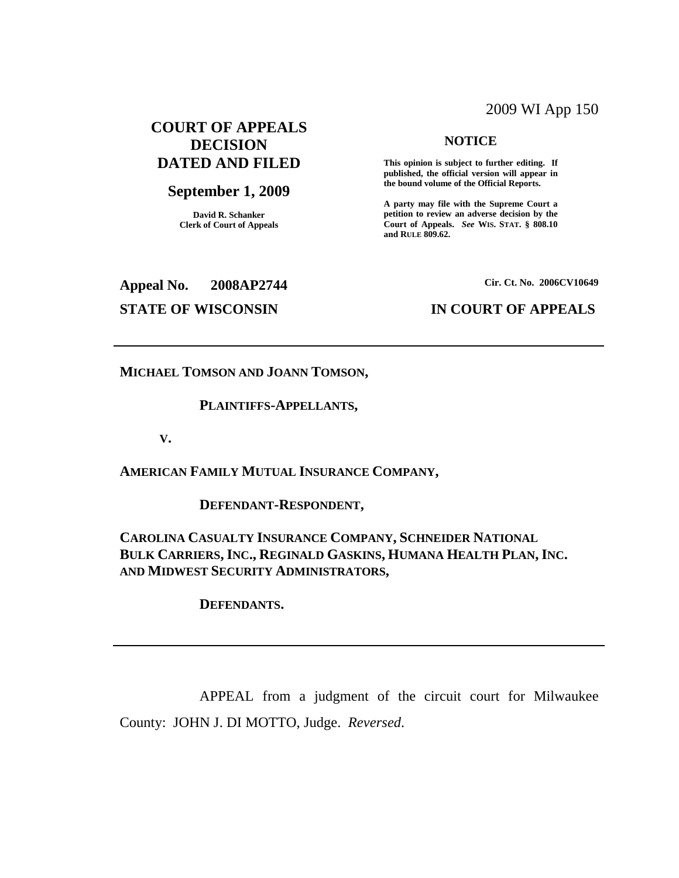2009 WI App 150

**COURT OF APPEALS DECISION DATED AND FILED**

**September 1, 2009**

**David R. Schanker**
**Clerk of Court of Appeals**

**NOTICE**

**This opinion is subject to further editing. If published, the official version will appear in the bound volume of the Official Reports.**

**A party may file with the Supreme Court a petition to review an adverse decision by the Court of Appeals.** ***See*** **WIS. STAT. § 808.10 and RULE 809.62.**

**Appeal No. 2008AP2744**

**Cir. Ct. No. 2006CV10649**

**STATE OF WISCONSIN**

**IN COURT OF APPEALS**

---

**MICHAEL TOMSON AND JOANN TOMSON,**

**PLAINTIFFS-APPELLANTS,**

**V.**

**AMERICAN FAMILY MUTUAL INSURANCE COMPANY,**

**DEFENDANT-RESPONDENT,**

**CAROLINA CASUALTY INSURANCE COMPANY, SCHNEIDER NATIONAL BULK CARRIERS, INC., REGINALD GASKINS, HUMANA HEALTH PLAN, INC. AND MIDWEST SECURITY ADMINISTRATORS,**

**DEFENDANTS.**

---

APPEAL from a judgment of the circuit court for Milwaukee County: JOHN J. DI MOTTO, Judge. *Reversed*.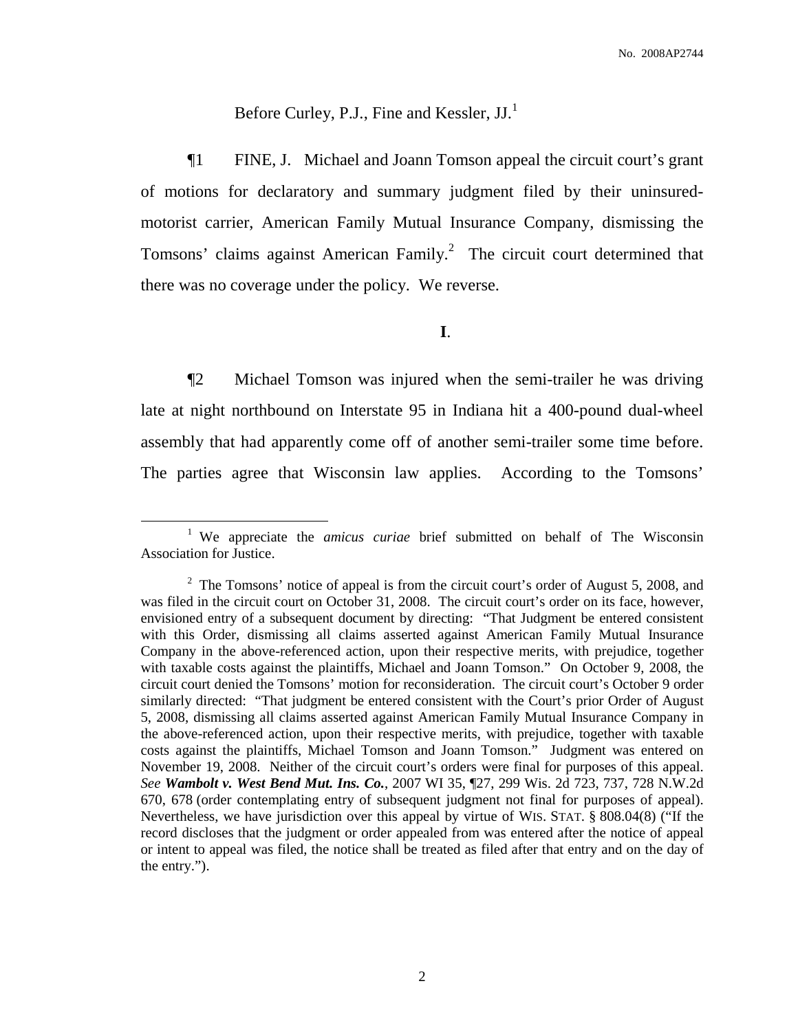Before Curley, P.J., Fine and Kessler, JJ.[1]

¶1 FINE, J. Michael and Joann Tomson appeal the circuit court's grant of motions for declaratory and summary judgment filed by their uninsured-motorist carrier, American Family Mutual Insurance Company, dismissing the Tomsons' claims against American Family.[2] The circuit court determined that there was no coverage under the policy. We reverse.

**I**.

¶2 Michael Tomson was injured when the semi-trailer he was driving late at night northbound on Interstate 95 in Indiana hit a 400-pound dual-wheel assembly that had apparently come off of another semi-trailer some time before. The parties agree that Wisconsin law applies. According to the Tomsons'

---

[1] We appreciate the *amicus curiae* brief submitted on behalf of The Wisconsin Association for Justice.

[2] The Tomsons' notice of appeal is from the circuit court's order of August 5, 2008, and was filed in the circuit court on October 31, 2008. The circuit court's order on its face, however, envisioned entry of a subsequent document by directing: "That Judgment be entered consistent with this Order, dismissing all claims asserted against American Family Mutual Insurance Company in the above-referenced action, upon their respective merits, with prejudice, together with taxable costs against the plaintiffs, Michael and Joann Tomson." On October 9, 2008, the circuit court denied the Tomsons' motion for reconsideration. The circuit court's October 9 order similarly directed: "That judgment be entered consistent with the Court's prior Order of August 5, 2008, dismissing all claims asserted against American Family Mutual Insurance Company in the above-referenced action, upon their respective merits, with prejudice, together with taxable costs against the plaintiffs, Michael Tomson and Joann Tomson." Judgment was entered on November 19, 2008. Neither of the circuit court's orders were final for purposes of this appeal. *See* ***Wambolt v. West Bend Mut. Ins. Co.***, 2007 WI 35, ¶27, 299 Wis. 2d 723, 737, 728 N.W.2d 670, 678 (order contemplating entry of subsequent judgment not final for purposes of appeal). Nevertheless, we have jurisdiction over this appeal by virtue of WIS. STAT. § 808.04(8) ("If the record discloses that the judgment or order appealed from was entered after the notice of appeal or intent to appeal was filed, the notice shall be treated as filed after that entry and on the day of the entry.").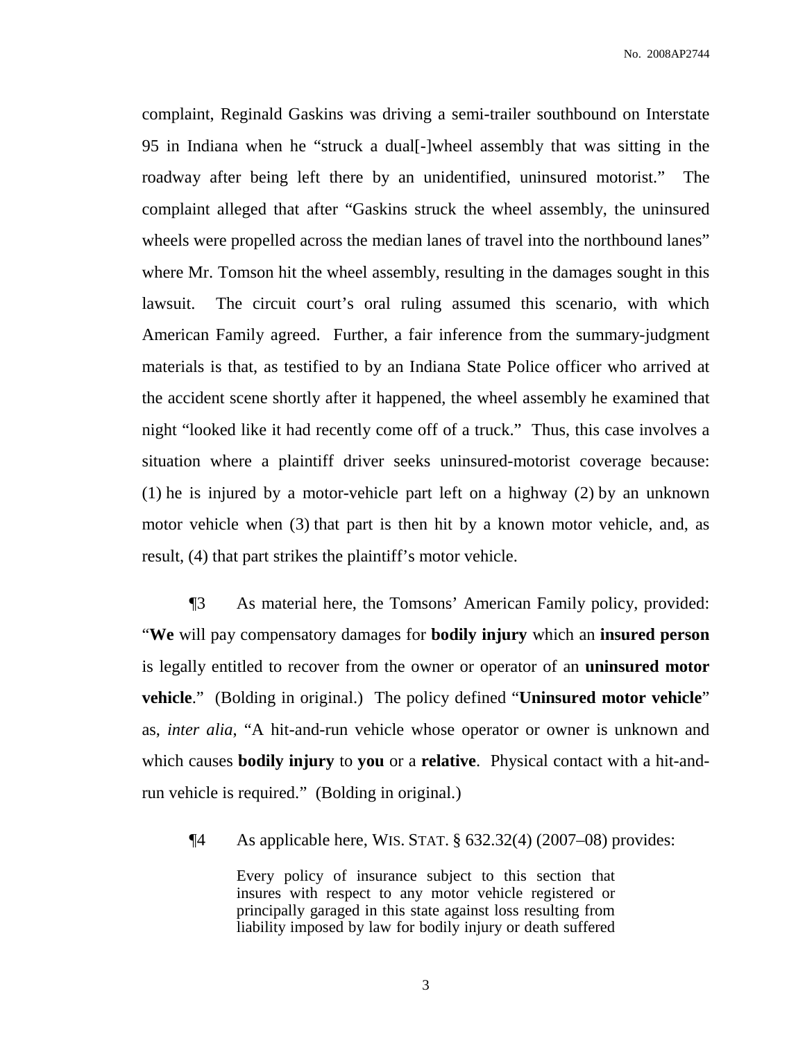complaint, Reginald Gaskins was driving a semi-trailer southbound on Interstate 95 in Indiana when he "struck a dual[-]wheel assembly that was sitting in the roadway after being left there by an unidentified, uninsured motorist." The complaint alleged that after "Gaskins struck the wheel assembly, the uninsured wheels were propelled across the median lanes of travel into the northbound lanes" where Mr. Tomson hit the wheel assembly, resulting in the damages sought in this lawsuit. The circuit court's oral ruling assumed this scenario, with which American Family agreed. Further, a fair inference from the summary-judgment materials is that, as testified to by an Indiana State Police officer who arrived at the accident scene shortly after it happened, the wheel assembly he examined that night "looked like it had recently come off of a truck." Thus, this case involves a situation where a plaintiff driver seeks uninsured-motorist coverage because: (1) he is injured by a motor-vehicle part left on a highway (2) by an unknown motor vehicle when (3) that part is then hit by a known motor vehicle, and, as result, (4) that part strikes the plaintiff's motor vehicle.

¶3 As material here, the Tomsons' American Family policy, provided: "**We** will pay compensatory damages for **bodily injury** which an **insured person** is legally entitled to recover from the owner or operator of an **uninsured motor vehicle**." (Bolding in original.) The policy defined "**Uninsured motor vehicle**" as, *inter alia*, "A hit-and-run vehicle whose operator or owner is unknown and which causes **bodily injury** to **you** or a **relative**. Physical contact with a hit-and-run vehicle is required." (Bolding in original.)

¶4 As applicable here, WIS. STAT. § 632.32(4) (2007–08) provides:

> Every policy of insurance subject to this section that insures with respect to any motor vehicle registered or principally garaged in this state against loss resulting from liability imposed by law for bodily injury or death suffered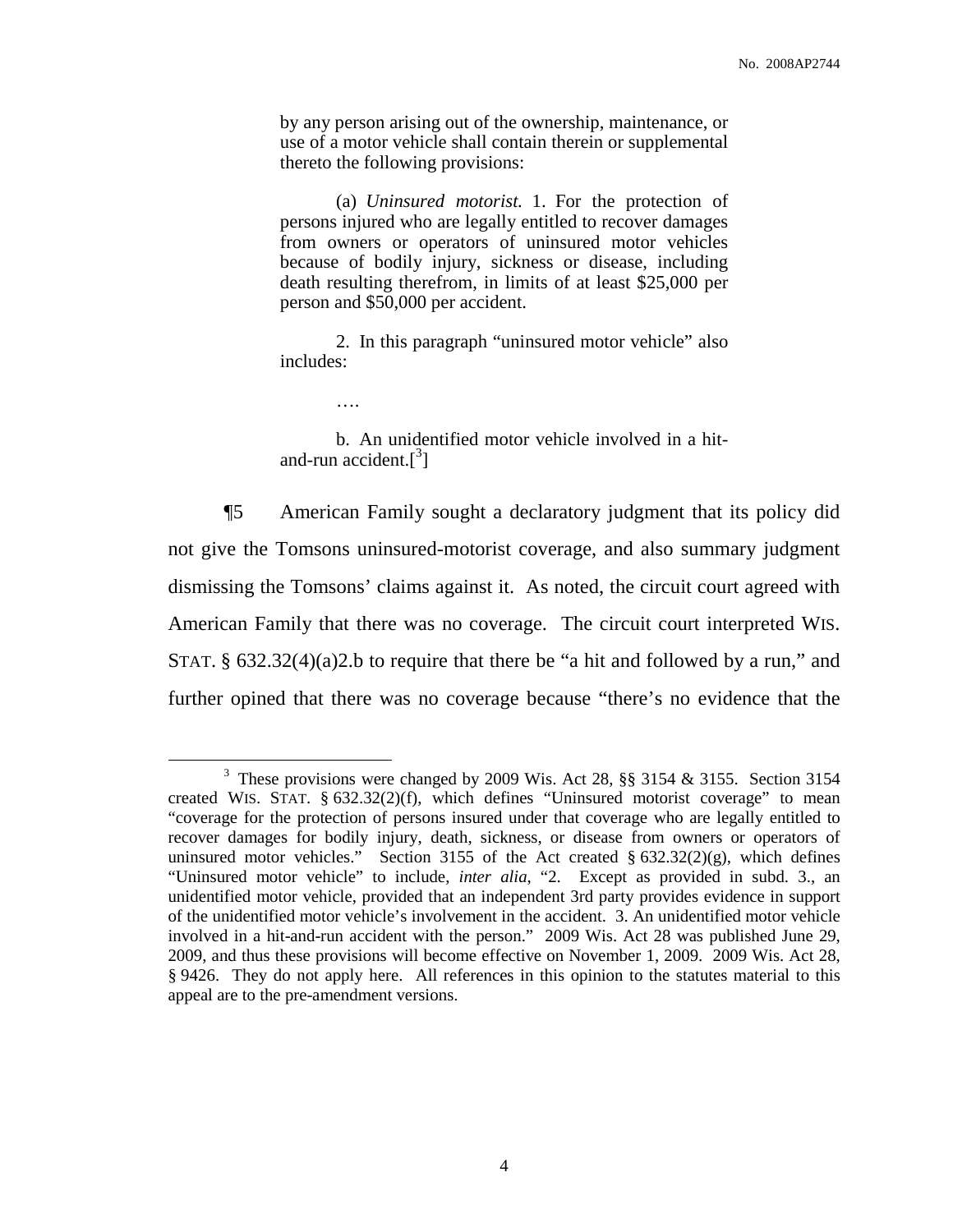> by any person arising out of the ownership, maintenance, or use of a motor vehicle shall contain therein or supplemental thereto the following provisions:
>
> (a) *Uninsured motorist.* 1. For the protection of persons injured who are legally entitled to recover damages from owners or operators of uninsured motor vehicles because of bodily injury, sickness or disease, including death resulting therefrom, in limits of at least $25,000 per person and $50,000 per accident.
>
> 2. In this paragraph "uninsured motor vehicle" also includes:
>
> ….
>
> b. An unidentified motor vehicle involved in a hit-and-run accident.[3]

¶5 American Family sought a declaratory judgment that its policy did not give the Tomsons uninsured-motorist coverage, and also summary judgment dismissing the Tomsons' claims against it. As noted, the circuit court agreed with American Family that there was no coverage. The circuit court interpreted WIS. STAT. § 632.32(4)(a)2.b to require that there be "a hit and followed by a run," and further opined that there was no coverage because "there's no evidence that the

---

[3] These provisions were changed by 2009 Wis. Act 28, §§ 3154 & 3155. Section 3154 created WIS. STAT. § 632.32(2)(f), which defines "Uninsured motorist coverage" to mean "coverage for the protection of persons insured under that coverage who are legally entitled to recover damages for bodily injury, death, sickness, or disease from owners or operators of uninsured motor vehicles." Section 3155 of the Act created § 632.32(2)(g), which defines "Uninsured motor vehicle" to include, *inter alia*, "2. Except as provided in subd. 3., an unidentified motor vehicle, provided that an independent 3rd party provides evidence in support of the unidentified motor vehicle's involvement in the accident. 3. An unidentified motor vehicle involved in a hit-and-run accident with the person." 2009 Wis. Act 28 was published June 29, 2009, and thus these provisions will become effective on November 1, 2009. 2009 Wis. Act 28, § 9426. They do not apply here. All references in this opinion to the statutes material to this appeal are to the pre-amendment versions.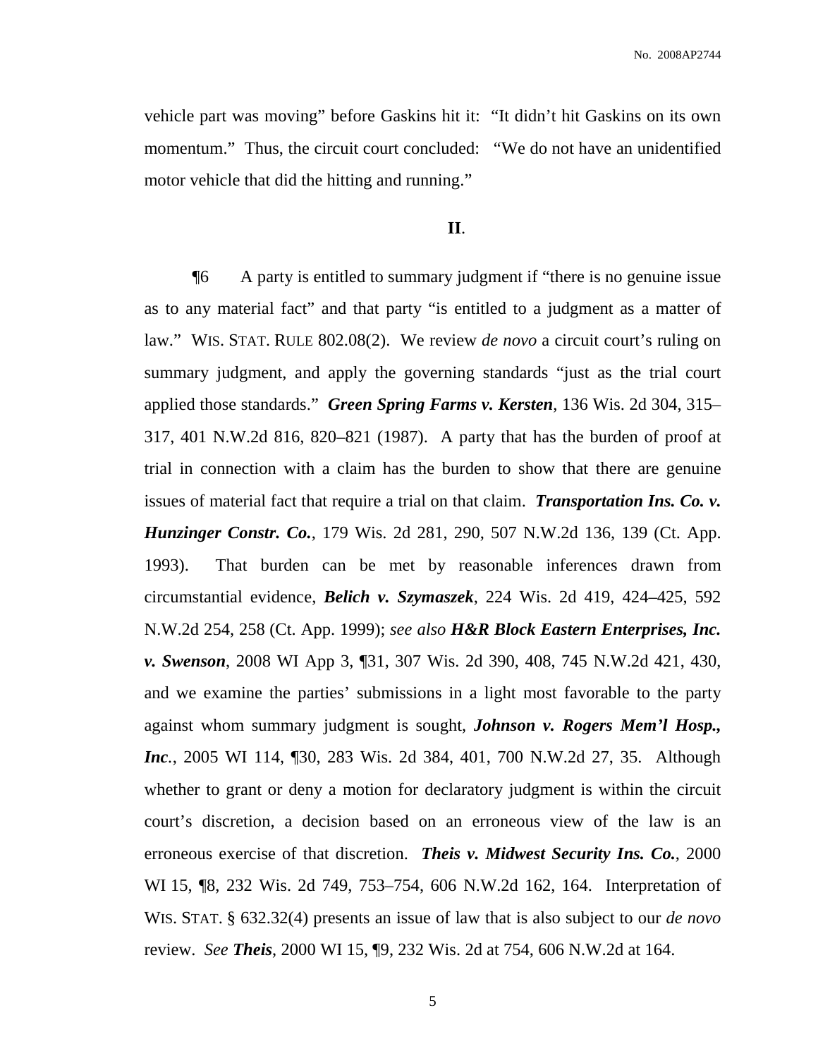vehicle part was moving" before Gaskins hit it: "It didn't hit Gaskins on its own momentum." Thus, the circuit court concluded: "We do not have an unidentified motor vehicle that did the hitting and running."

**II.**

¶6 A party is entitled to summary judgment if "there is no genuine issue as to any material fact" and that party "is entitled to a judgment as a matter of law." WIS. STAT. RULE 802.08(2). We review *de novo* a circuit court's ruling on summary judgment, and apply the governing standards "just as the trial court applied those standards." ***Green Spring Farms v. Kersten***, 136 Wis. 2d 304, 315–317, 401 N.W.2d 816, 820–821 (1987). A party that has the burden of proof at trial in connection with a claim has the burden to show that there are genuine issues of material fact that require a trial on that claim. ***Transportation Ins. Co. v. Hunzinger Constr. Co.***, 179 Wis. 2d 281, 290, 507 N.W.2d 136, 139 (Ct. App. 1993). That burden can be met by reasonable inferences drawn from circumstantial evidence, ***Belich v. Szymaszek***, 224 Wis. 2d 419, 424–425, 592 N.W.2d 254, 258 (Ct. App. 1999); *see also* ***H&R Block Eastern Enterprises, Inc. v. Swenson***, 2008 WI App 3, ¶31, 307 Wis. 2d 390, 408, 745 N.W.2d 421, 430, and we examine the parties' submissions in a light most favorable to the party against whom summary judgment is sought, ***Johnson v. Rogers Mem'l Hosp., Inc.***, 2005 WI 114, ¶30, 283 Wis. 2d 384, 401, 700 N.W.2d 27, 35. Although whether to grant or deny a motion for declaratory judgment is within the circuit court's discretion, a decision based on an erroneous view of the law is an erroneous exercise of that discretion. ***Theis v. Midwest Security Ins. Co.***, 2000 WI 15, ¶8, 232 Wis. 2d 749, 753–754, 606 N.W.2d 162, 164. Interpretation of WIS. STAT. § 632.32(4) presents an issue of law that is also subject to our *de novo* review. *See* ***Theis***, 2000 WI 15, ¶9, 232 Wis. 2d at 754, 606 N.W.2d at 164.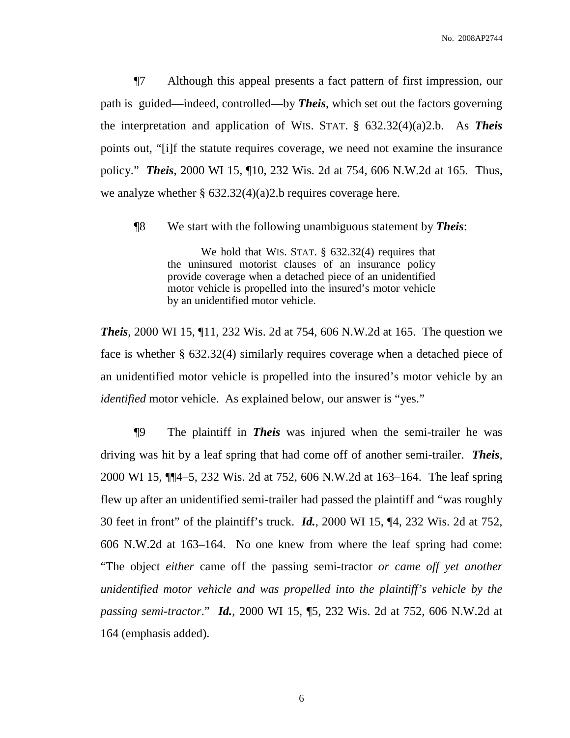¶7 Although this appeal presents a fact pattern of first impression, our path is guided—indeed, controlled—by ***Theis***, which set out the factors governing the interpretation and application of WIS. STAT. § 632.32(4)(a)2.b. As ***Theis*** points out, "[i]f the statute requires coverage, we need not examine the insurance policy." ***Theis***, 2000 WI 15, ¶10, 232 Wis. 2d at 754, 606 N.W.2d at 165. Thus, we analyze whether § 632.32(4)(a)2.b requires coverage here.

¶8 We start with the following unambiguous statement by ***Theis***:

> We hold that WIS. STAT. § 632.32(4) requires that the uninsured motorist clauses of an insurance policy provide coverage when a detached piece of an unidentified motor vehicle is propelled into the insured's motor vehicle by an unidentified motor vehicle.

***Theis***, 2000 WI 15, ¶11, 232 Wis. 2d at 754, 606 N.W.2d at 165. The question we face is whether § 632.32(4) similarly requires coverage when a detached piece of an unidentified motor vehicle is propelled into the insured's motor vehicle by an *identified* motor vehicle. As explained below, our answer is "yes."

¶9 The plaintiff in ***Theis*** was injured when the semi-trailer he was driving was hit by a leaf spring that had come off of another semi-trailer. ***Theis***, 2000 WI 15, ¶¶4–5, 232 Wis. 2d at 752, 606 N.W.2d at 163–164. The leaf spring flew up after an unidentified semi-trailer had passed the plaintiff and "was roughly 30 feet in front" of the plaintiff's truck. ***Id.***, 2000 WI 15, ¶4, 232 Wis. 2d at 752, 606 N.W.2d at 163–164. No one knew from where the leaf spring had come: "The object *either* came off the passing semi-tractor *or came off yet another unidentified motor vehicle and was propelled into the plaintiff's vehicle by the passing semi-tractor*." ***Id.***, 2000 WI 15, ¶5, 232 Wis. 2d at 752, 606 N.W.2d at 164 (emphasis added).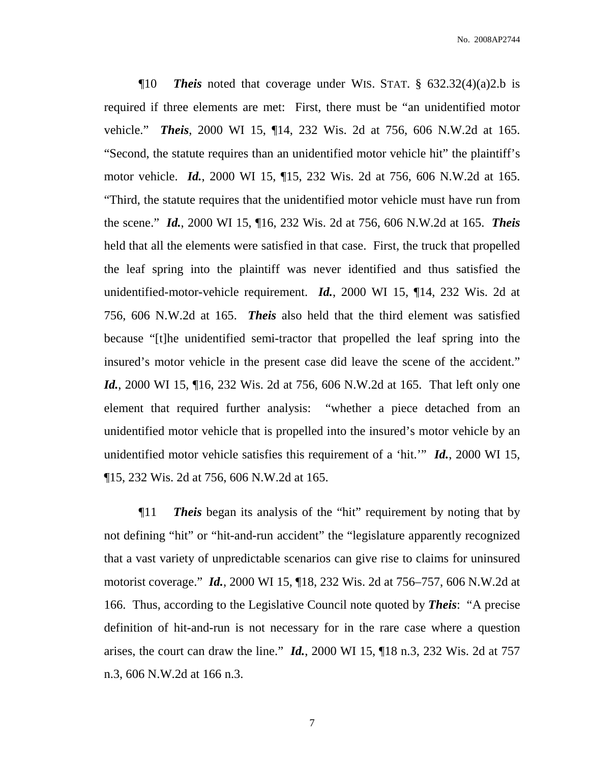¶10 ***Theis*** noted that coverage under WIS. STAT. § 632.32(4)(a)2.b is required if three elements are met: First, there must be "an unidentified motor vehicle." ***Theis***, 2000 WI 15, ¶14, 232 Wis. 2d at 756, 606 N.W.2d at 165. "Second, the statute requires than an unidentified motor vehicle hit" the plaintiff's motor vehicle. ***Id.***, 2000 WI 15, ¶15, 232 Wis. 2d at 756, 606 N.W.2d at 165. "Third, the statute requires that the unidentified motor vehicle must have run from the scene." ***Id.***, 2000 WI 15, ¶16, 232 Wis. 2d at 756, 606 N.W.2d at 165. ***Theis*** held that all the elements were satisfied in that case. First, the truck that propelled the leaf spring into the plaintiff was never identified and thus satisfied the unidentified-motor-vehicle requirement. ***Id.***, 2000 WI 15, ¶14, 232 Wis. 2d at 756, 606 N.W.2d at 165. ***Theis*** also held that the third element was satisfied because "[t]he unidentified semi-tractor that propelled the leaf spring into the insured's motor vehicle in the present case did leave the scene of the accident." ***Id.***, 2000 WI 15, ¶16, 232 Wis. 2d at 756, 606 N.W.2d at 165. That left only one element that required further analysis: "whether a piece detached from an unidentified motor vehicle that is propelled into the insured's motor vehicle by an unidentified motor vehicle satisfies this requirement of a 'hit.'" ***Id.***, 2000 WI 15, ¶15, 232 Wis. 2d at 756, 606 N.W.2d at 165.

¶11 ***Theis*** began its analysis of the "hit" requirement by noting that by not defining "hit" or "hit-and-run accident" the "legislature apparently recognized that a vast variety of unpredictable scenarios can give rise to claims for uninsured motorist coverage." ***Id.***, 2000 WI 15, ¶18, 232 Wis. 2d at 756–757, 606 N.W.2d at 166. Thus, according to the Legislative Council note quoted by ***Theis***: "A precise definition of hit-and-run is not necessary for in the rare case where a question arises, the court can draw the line." ***Id.***, 2000 WI 15, ¶18 n.3, 232 Wis. 2d at 757 n.3, 606 N.W.2d at 166 n.3.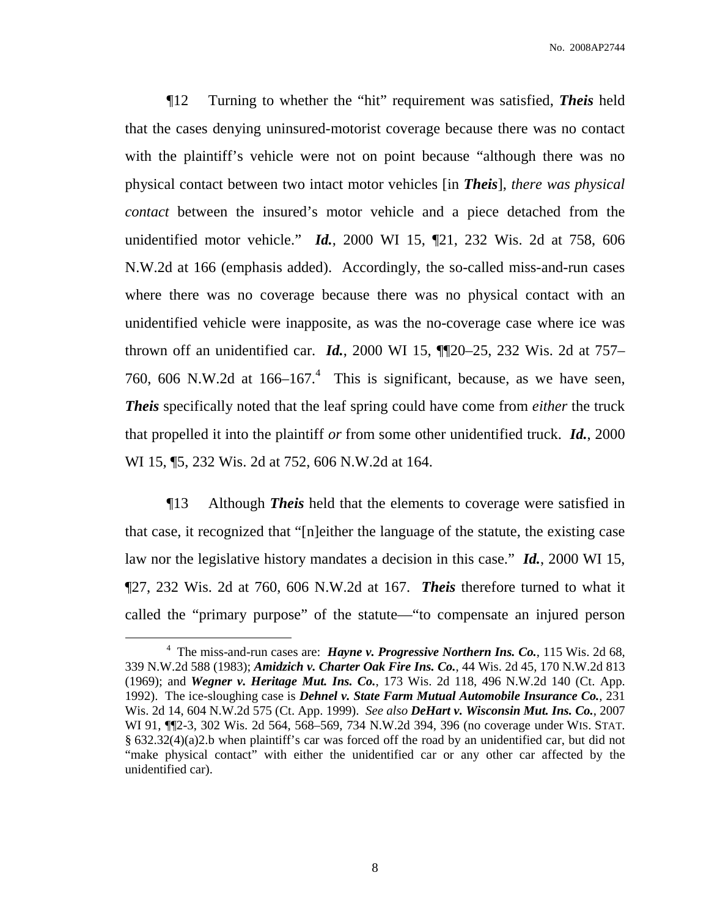¶12 Turning to whether the "hit" requirement was satisfied, ***Theis*** held that the cases denying uninsured-motorist coverage because there was no contact with the plaintiff's vehicle were not on point because "although there was no physical contact between two intact motor vehicles [in ***Theis***], *there was physical contact* between the insured's motor vehicle and a piece detached from the unidentified motor vehicle." ***Id.***, 2000 WI 15, ¶21, 232 Wis. 2d at 758, 606 N.W.2d at 166 (emphasis added). Accordingly, the so-called miss-and-run cases where there was no coverage because there was no physical contact with an unidentified vehicle were inapposite, as was the no-coverage case where ice was thrown off an unidentified car. ***Id.***, 2000 WI 15, ¶¶20–25, 232 Wis. 2d at 757–760, 606 N.W.2d at 166–167.[4] This is significant, because, as we have seen, ***Theis*** specifically noted that the leaf spring could have come from *either* the truck that propelled it into the plaintiff *or* from some other unidentified truck. ***Id.***, 2000 WI 15, ¶5, 232 Wis. 2d at 752, 606 N.W.2d at 164.

¶13 Although ***Theis*** held that the elements to coverage were satisfied in that case, it recognized that "[n]either the language of the statute, the existing case law nor the legislative history mandates a decision in this case." ***Id.***, 2000 WI 15, ¶27, 232 Wis. 2d at 760, 606 N.W.2d at 167. ***Theis*** therefore turned to what it called the "primary purpose" of the statute—"to compensate an injured person

---

[4] The miss-and-run cases are: ***Hayne v. Progressive Northern Ins. Co.***, 115 Wis. 2d 68, 339 N.W.2d 588 (1983); ***Amidzich v. Charter Oak Fire Ins. Co.***, 44 Wis. 2d 45, 170 N.W.2d 813 (1969); and ***Wegner v. Heritage Mut. Ins. Co.***, 173 Wis. 2d 118, 496 N.W.2d 140 (Ct. App. 1992). The ice-sloughing case is ***Dehnel v. State Farm Mutual Automobile Insurance Co.***, 231 Wis. 2d 14, 604 N.W.2d 575 (Ct. App. 1999). *See also* ***DeHart v. Wisconsin Mut. Ins. Co.***, 2007 WI 91, ¶¶2-3, 302 Wis. 2d 564, 568–569, 734 N.W.2d 394, 396 (no coverage under WIS. STAT. § 632.32(4)(a)2.b when plaintiff's car was forced off the road by an unidentified car, but did not "make physical contact" with either the unidentified car or any other car affected by the unidentified car).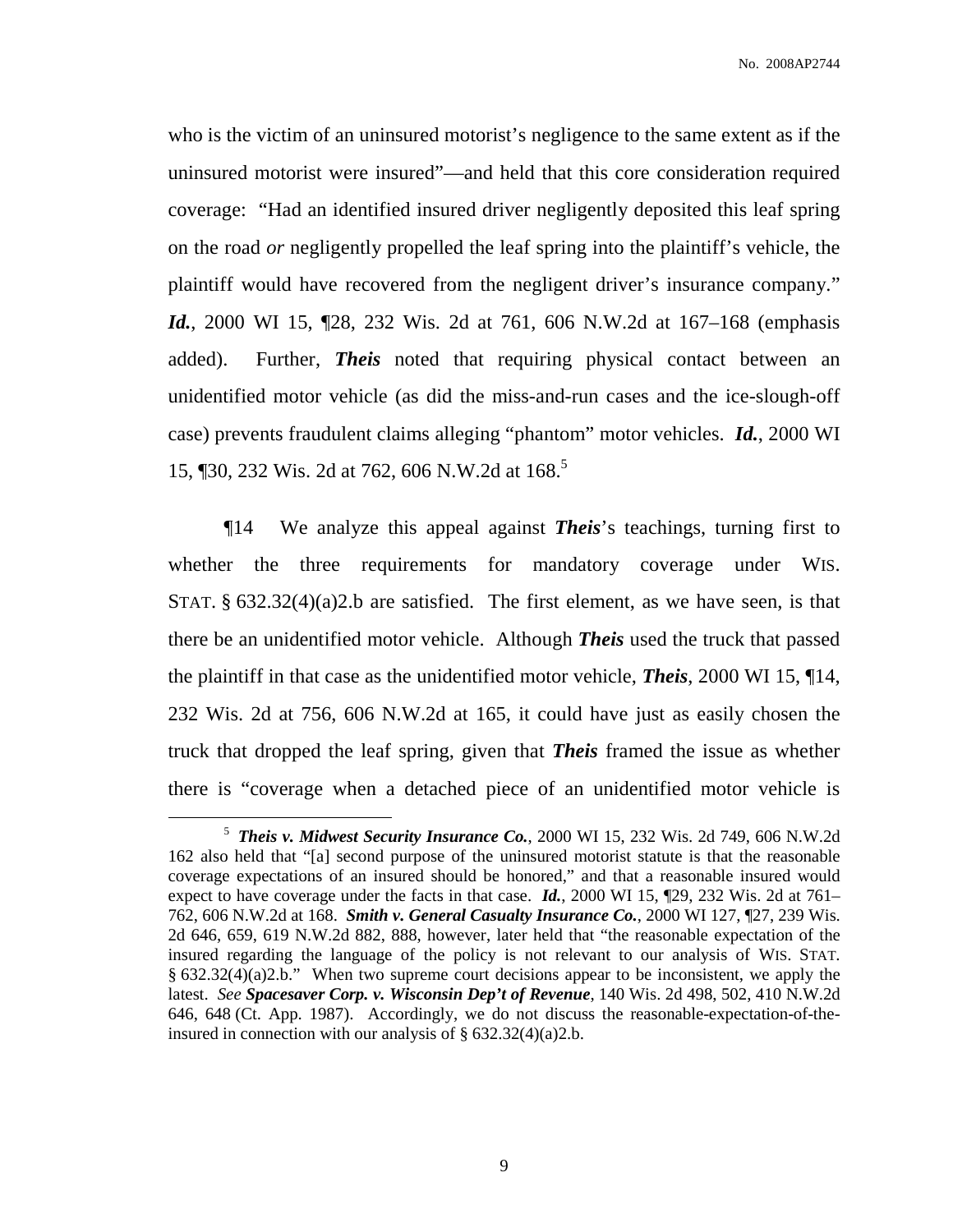who is the victim of an uninsured motorist's negligence to the same extent as if the uninsured motorist were insured"—and held that this core consideration required coverage: "Had an identified insured driver negligently deposited this leaf spring on the road *or* negligently propelled the leaf spring into the plaintiff's vehicle, the plaintiff would have recovered from the negligent driver's insurance company." ***Id.***, 2000 WI 15, ¶28, 232 Wis. 2d at 761, 606 N.W.2d at 167–168 (emphasis added). Further, ***Theis*** noted that requiring physical contact between an unidentified motor vehicle (as did the miss-and-run cases and the ice-slough-off case) prevents fraudulent claims alleging "phantom" motor vehicles. ***Id.***, 2000 WI 15, ¶30, 232 Wis. 2d at 762, 606 N.W.2d at 168.[5]

¶14 We analyze this appeal against ***Theis***'s teachings, turning first to whether the three requirements for mandatory coverage under WIS. STAT. § 632.32(4)(a)2.b are satisfied. The first element, as we have seen, is that there be an unidentified motor vehicle. Although ***Theis*** used the truck that passed the plaintiff in that case as the unidentified motor vehicle, ***Theis***, 2000 WI 15, ¶14, 232 Wis. 2d at 756, 606 N.W.2d at 165, it could have just as easily chosen the truck that dropped the leaf spring, given that ***Theis*** framed the issue as whether there is "coverage when a detached piece of an unidentified motor vehicle is

[5] ***Theis v. Midwest Security Insurance Co.***, 2000 WI 15, 232 Wis. 2d 749, 606 N.W.2d 162 also held that "[a] second purpose of the uninsured motorist statute is that the reasonable coverage expectations of an insured should be honored," and that a reasonable insured would expect to have coverage under the facts in that case. ***Id.***, 2000 WI 15, ¶29, 232 Wis. 2d at 761–762, 606 N.W.2d at 168. ***Smith v. General Casualty Insurance Co.***, 2000 WI 127, ¶27, 239 Wis. 2d 646, 659, 619 N.W.2d 882, 888, however, later held that "the reasonable expectation of the insured regarding the language of the policy is not relevant to our analysis of WIS. STAT. § 632.32(4)(a)2.b." When two supreme court decisions appear to be inconsistent, we apply the latest. *See* ***Spacesaver Corp. v. Wisconsin Dep't of Revenue***, 140 Wis. 2d 498, 502, 410 N.W.2d 646, 648 (Ct. App. 1987). Accordingly, we do not discuss the reasonable-expectation-of-the-insured in connection with our analysis of § 632.32(4)(a)2.b.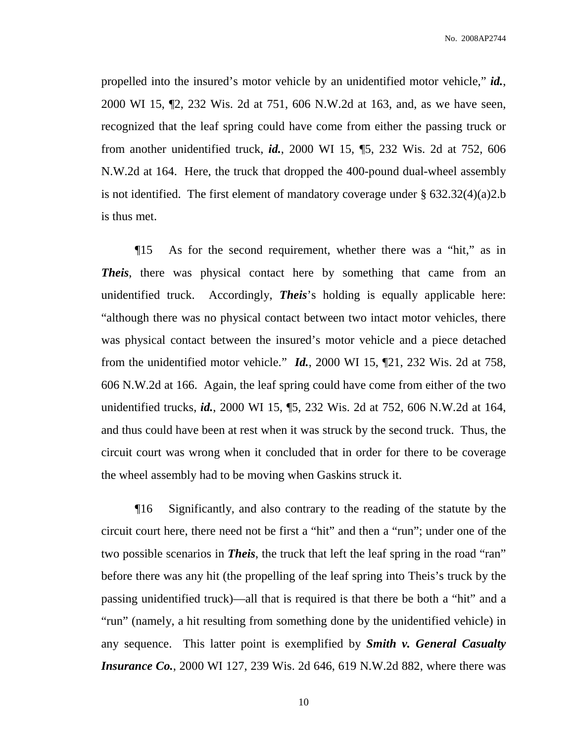propelled into the insured's motor vehicle by an unidentified motor vehicle," ***id.***, 2000 WI 15, ¶2, 232 Wis. 2d at 751, 606 N.W.2d at 163, and, as we have seen, recognized that the leaf spring could have come from either the passing truck or from another unidentified truck, ***id.***, 2000 WI 15, ¶5, 232 Wis. 2d at 752, 606 N.W.2d at 164. Here, the truck that dropped the 400-pound dual-wheel assembly is not identified. The first element of mandatory coverage under § 632.32(4)(a)2.b is thus met.

¶15 As for the second requirement, whether there was a "hit," as in ***Theis***, there was physical contact here by something that came from an unidentified truck. Accordingly, ***Theis***'s holding is equally applicable here: "although there was no physical contact between two intact motor vehicles, there was physical contact between the insured's motor vehicle and a piece detached from the unidentified motor vehicle." ***Id.***, 2000 WI 15, ¶21, 232 Wis. 2d at 758, 606 N.W.2d at 166. Again, the leaf spring could have come from either of the two unidentified trucks, ***id.***, 2000 WI 15, ¶5, 232 Wis. 2d at 752, 606 N.W.2d at 164, and thus could have been at rest when it was struck by the second truck. Thus, the circuit court was wrong when it concluded that in order for there to be coverage the wheel assembly had to be moving when Gaskins struck it.

¶16 Significantly, and also contrary to the reading of the statute by the circuit court here, there need not be first a "hit" and then a "run"; under one of the two possible scenarios in ***Theis***, the truck that left the leaf spring in the road "ran" before there was any hit (the propelling of the leaf spring into Theis's truck by the passing unidentified truck)—all that is required is that there be both a "hit" and a "run" (namely, a hit resulting from something done by the unidentified vehicle) in any sequence. This latter point is exemplified by ***Smith v. General Casualty Insurance Co.***, 2000 WI 127, 239 Wis. 2d 646, 619 N.W.2d 882, where there was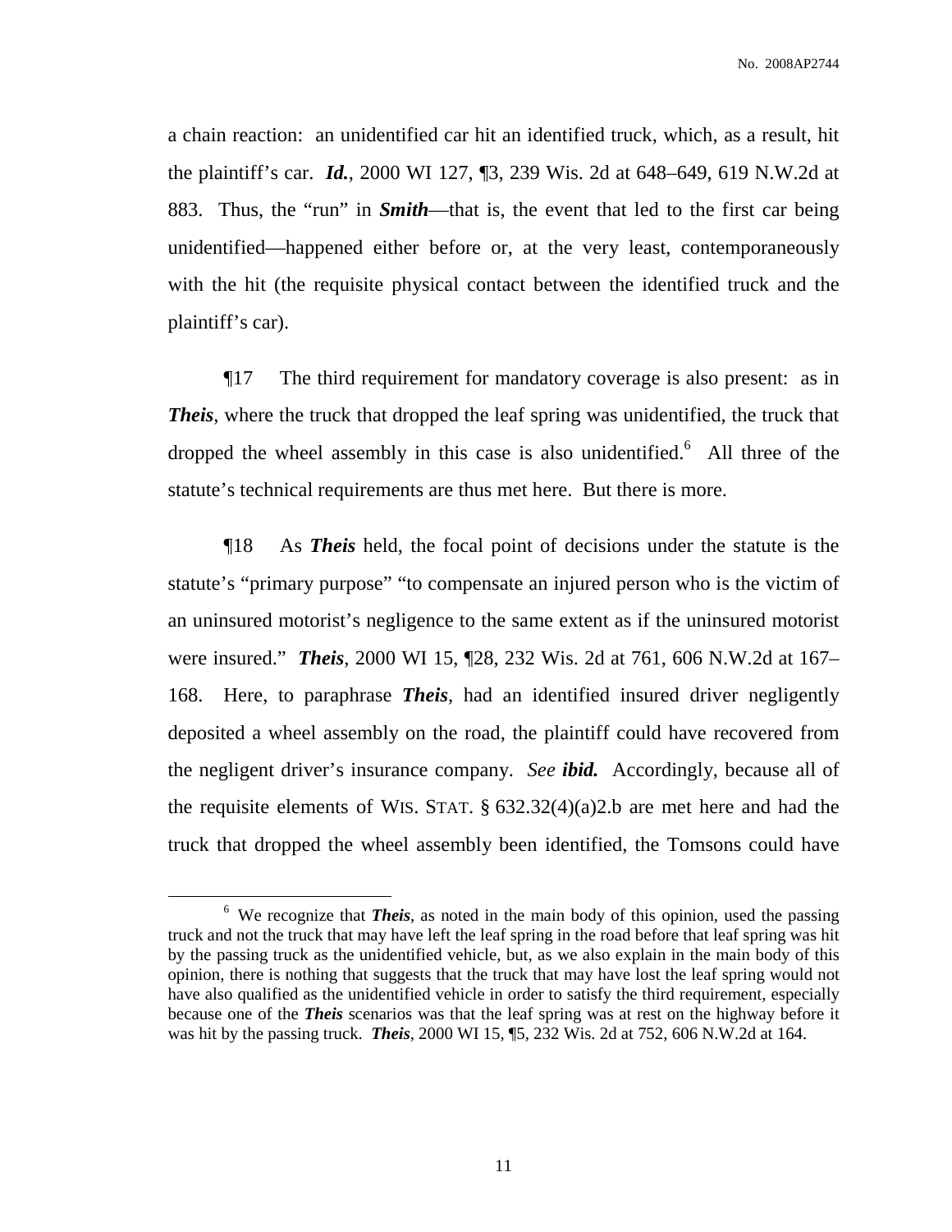a chain reaction: an unidentified car hit an identified truck, which, as a result, hit the plaintiff's car. ***Id.***, 2000 WI 127, ¶3, 239 Wis. 2d at 648–649, 619 N.W.2d at 883. Thus, the "run" in ***Smith***—that is, the event that led to the first car being unidentified—happened either before or, at the very least, contemporaneously with the hit (the requisite physical contact between the identified truck and the plaintiff's car).

¶17 The third requirement for mandatory coverage is also present: as in ***Theis***, where the truck that dropped the leaf spring was unidentified, the truck that dropped the wheel assembly in this case is also unidentified.[6] All three of the statute's technical requirements are thus met here. But there is more.

¶18 As ***Theis*** held, the focal point of decisions under the statute is the statute's "primary purpose" "to compensate an injured person who is the victim of an uninsured motorist's negligence to the same extent as if the uninsured motorist were insured." ***Theis***, 2000 WI 15, ¶28, 232 Wis. 2d at 761, 606 N.W.2d at 167–168. Here, to paraphrase ***Theis***, had an identified insured driver negligently deposited a wheel assembly on the road, the plaintiff could have recovered from the negligent driver's insurance company. *See* ***ibid.*** Accordingly, because all of the requisite elements of WIS. STAT. § 632.32(4)(a)2.b are met here and had the truck that dropped the wheel assembly been identified, the Tomsons could have

[6] We recognize that ***Theis***, as noted in the main body of this opinion, used the passing truck and not the truck that may have left the leaf spring in the road before that leaf spring was hit by the passing truck as the unidentified vehicle, but, as we also explain in the main body of this opinion, there is nothing that suggests that the truck that may have lost the leaf spring would not have also qualified as the unidentified vehicle in order to satisfy the third requirement, especially because one of the ***Theis*** scenarios was that the leaf spring was at rest on the highway before it was hit by the passing truck. ***Theis***, 2000 WI 15, ¶5, 232 Wis. 2d at 752, 606 N.W.2d at 164.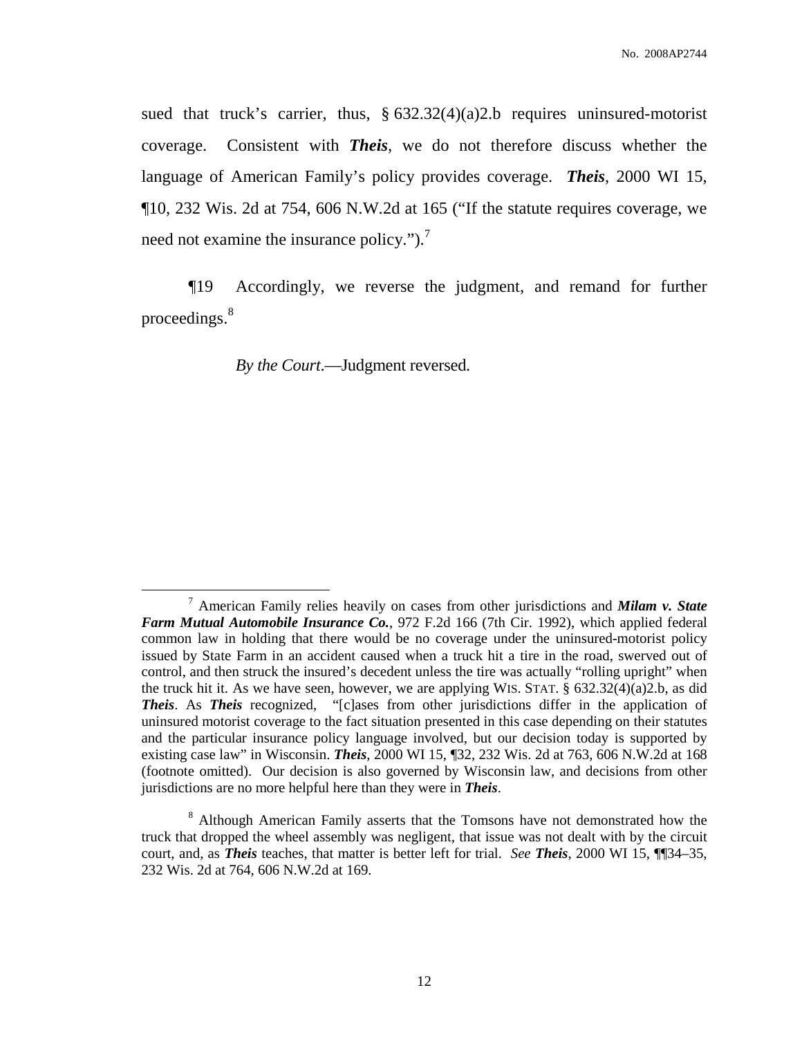sued that truck's carrier, thus, § 632.32(4)(a)2.b requires uninsured-motorist coverage. Consistent with ***Theis***, we do not therefore discuss whether the language of American Family's policy provides coverage. ***Theis***, 2000 WI 15, ¶10, 232 Wis. 2d at 754, 606 N.W.2d at 165 ("If the statute requires coverage, we need not examine the insurance policy.").[7]

¶19 Accordingly, we reverse the judgment, and remand for further proceedings.[8]

*By the Court*.—Judgment reversed.

---

[7] American Family relies heavily on cases from other jurisdictions and ***Milam v. State Farm Mutual Automobile Insurance Co.***, 972 F.2d 166 (7th Cir. 1992), which applied federal common law in holding that there would be no coverage under the uninsured-motorist policy issued by State Farm in an accident caused when a truck hit a tire in the road, swerved out of control, and then struck the insured's decedent unless the tire was actually "rolling upright" when the truck hit it. As we have seen, however, we are applying WIS. STAT. § 632.32(4)(a)2.b, as did ***Theis***. As ***Theis*** recognized, "[c]ases from other jurisdictions differ in the application of uninsured motorist coverage to the fact situation presented in this case depending on their statutes and the particular insurance policy language involved, but our decision today is supported by existing case law" in Wisconsin. ***Theis***, 2000 WI 15, ¶32, 232 Wis. 2d at 763, 606 N.W.2d at 168 (footnote omitted). Our decision is also governed by Wisconsin law, and decisions from other jurisdictions are no more helpful here than they were in ***Theis***.

[8] Although American Family asserts that the Tomsons have not demonstrated how the truck that dropped the wheel assembly was negligent, that issue was not dealt with by the circuit court, and, as ***Theis*** teaches, that matter is better left for trial. *See* ***Theis***, 2000 WI 15, ¶¶34–35, 232 Wis. 2d at 764, 606 N.W.2d at 169.